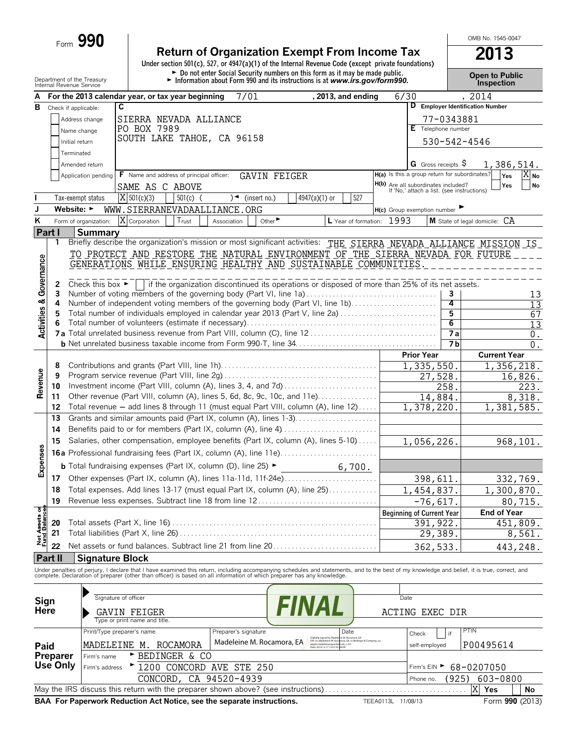Form **990**

# Return of Organization Exempt From Income Tax

**2013**

OMB No. 1545-0047

Under section 501(c), 527, or 4947(a)(1) of the Internal Revenue Code (except private foundations)

► Do not enter Social Security numbers on this form as it may be made public.

► Information about Form 990 and its instructions is at *www.irs.gov/form990.*

Department of the Treasury
Internal Revenue Service

**Open to Public Inspection**

**A** For the 2013 calendar year, or tax year beginning 7/01, 2013, and ending 6/30, 2014

**B** Check if applicable:
- Address change
- Name change
- Initial return
- Terminated
- Amended return
- Application pending

**C** SIERRA NEVADA ALLIANCE
PO BOX 7989
SOUTH LAKE TAHOE, CA 96158

**D** Employer Identification Number: 77-0343881

**E** Telephone number: 530-542-4546

**G** Gross receipts $ 1,386,514.

**F** Name and address of principal officer: GAVIN FEIGER
SAME AS C ABOVE

**H(a)** Is this a group return for subordinates? Yes [ ] No [X]

**H(b)** Are all subordinates included? Yes [ ] No [ ]
If 'No,' attach a list. (see instructions)

**I** Tax-exempt status: [X] 501(c)(3) [ ] 501(c) ( ) ◄ (insert no.) [ ] 4947(a)(1) or [ ] 527

**J** Website: ► WWW.SIERRANEVADAALLIANCE.ORG

**H(c)** Group exemption number ►

**K** Form of organization: [X] Corporation [ ] Trust [ ] Association [ ] Other ►

**L** Year of formation: 1993

**M** State of legal domicile: CA

## Part I Summary

**Activities & Governance**

1 Briefly describe the organization's mission or most significant activities: THE SIERRA NEVADA ALLIANCE MISSION IS TO PROTECT AND RESTORE THE NATURAL ENVIRONMENT OF THE SIERRA NEVADA FOR FUTURE GENERATIONS WHILE ENSURING HEALTHY AND SUSTAINABLE COMMUNITIES.

2 Check this box ► [ ] if the organization discontinued its operations or disposed of more than 25% of its net assets.

| | | | |
|---|---|---|---|
| 3 | Number of voting members of the governing body (Part VI, line 1a) | 3 | 13 |
| 4 | Number of independent voting members of the governing body (Part VI, line 1b) | 4 | 13 |
| 5 | Total number of individuals employed in calendar year 2013 (Part V, line 2a) | 5 | 67 |
| 6 | Total number of volunteers (estimate if necessary) | 6 | 13 |
| 7a | Total unrelated business revenue from Part VIII, column (C), line 12 | 7a | 0. |
| b | Net unrelated business taxable income from Form 990-T, line 34 | 7b | 0. |

| | | Prior Year | Current Year |
|---|---|---|---|
| **Revenue** | | | |
| 8 | Contributions and grants (Part VIII, line 1h) | 1,335,550. | 1,356,218. |
| 9 | Program service revenue (Part VIII, line 2g) | 27,528. | 16,826. |
| 10 | Investment income (Part VIII, column (A), lines 3, 4, and 7d) | 258. | 223. |
| 11 | Other revenue (Part VIII, column (A), lines 5, 6d, 8c, 9c, 10c, and 11e) | 14,884. | 8,318. |
| 12 | Total revenue — add lines 8 through 11 (must equal Part VIII, column (A), line 12) | 1,378,220. | 1,381,585. |
| **Expenses** | | | |
| 13 | Grants and similar amounts paid (Part IX, column (A), lines 1-3) | | |
| 14 | Benefits paid to or for members (Part IX, column (A), line 4) | | |
| 15 | Salaries, other compensation, employee benefits (Part IX, column (A), lines 5-10) | 1,056,226. | 968,101. |
| 16a | Professional fundraising fees (Part IX, column (A), line 11e) | | |
| b | Total fundraising expenses (Part IX, column (D), line 25) ► 6,700. | | |
| 17 | Other expenses (Part IX, column (A), lines 11a-11d, 11f-24e) | 398,611. | 332,769. |
| 18 | Total expenses. Add lines 13-17 (must equal Part IX, column (A), line 25) | 1,454,837. | 1,300,870. |
| 19 | Revenue less expenses. Subtract line 18 from line 12 | -76,617. | 80,715. |

| **Net Assets or Fund Balances** | | Beginning of Current Year | End of Year |
|---|---|---|---|
| 20 | Total assets (Part X, line 16) | 391,922. | 451,809. |
| 21 | Total liabilities (Part X, line 26) | 29,389. | 8,561. |
| 22 | Net assets or fund balances. Subtract line 21 from line 20 | 362,533. | 443,248. |

## Part II Signature Block

Under penalties of perjury, I declare that I have examined this return, including accompanying schedules and statements, and to the best of my knowledge and belief, it is true, correct, and complete. Declaration of preparer (other than officer) is based on all information of which preparer has any knowledge.

**Sign Here**

Signature of officer — FINAL — Date

GAVIN FEIGER — ACTING EXEC DIR
Type or print name and title.

**Paid Preparer Use Only**

| Print/Type preparer's name | Preparer's signature | Date | Check [ ] if self-employed | PTIN |
|---|---|---|---|---|
| MADELEINE M. ROCAMORA | Madeleine M. Rocamora, EA | | | P00495614 |

Firm's name ► BEDINGER & CO

Firm's address ► 1200 CONCORD AVE STE 250
CONCORD, CA 94520-4939

Firm's EIN ► 68-0207050

Phone no. (925) 603-0800

May the IRS discuss this return with the preparer shown above? (see instructions) [X] Yes [ ] No

**BAA For Paperwork Reduction Act Notice, see the separate instructions.** TEEA0113L 11/08/13 Form **990** (2013)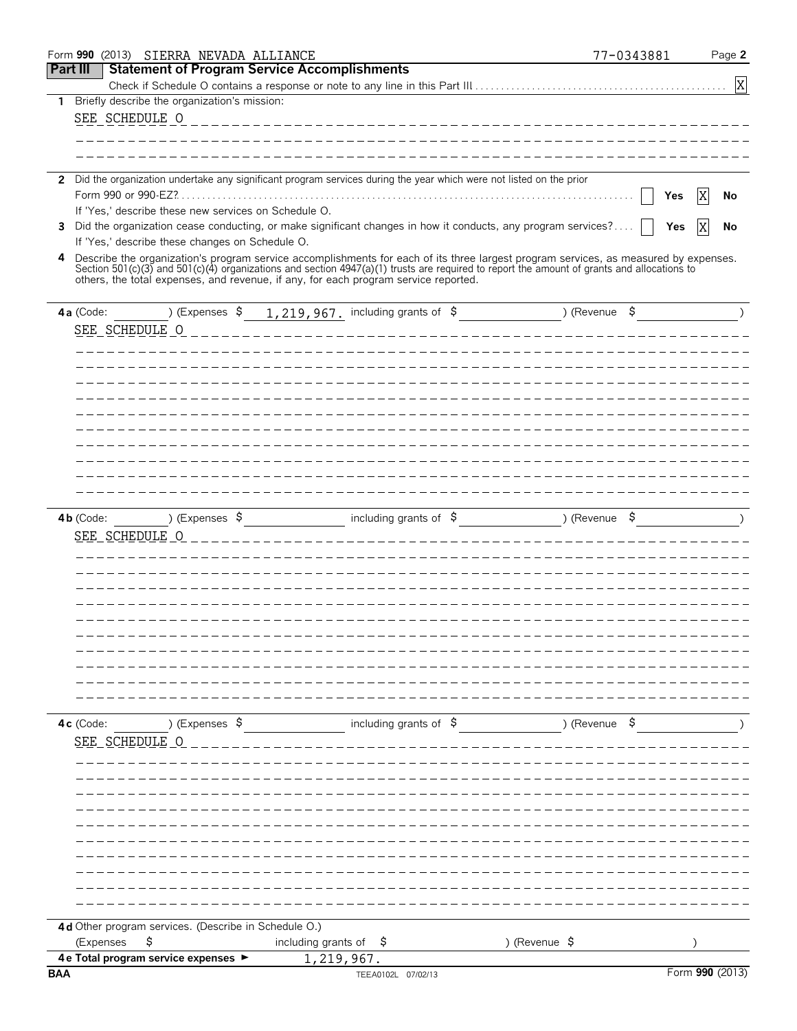Form **990** (2013) SIERRA NEVADA ALLIANCE 77-0343881 Page **2**

## Part III Statement of Program Service Accomplishments

Check if Schedule O contains a response or note to any line in this Part III . . . . . . [X]

**1** Briefly describe the organization's mission:

SEE SCHEDULE O

**2** Did the organization undertake any significant program services during the year which were not listed on the prior Form 990 or 990-EZ? . . . . . . [ ] Yes [X] No

If 'Yes,' describe these new services on Schedule O.

**3** Did the organization cease conducting, or make significant changes in how it conducts, any program services? . . . . [ ] Yes [X] No

If 'Yes,' describe these changes on Schedule O.

**4** Describe the organization's program service accomplishments for each of its three largest program services, as measured by expenses. Section 501(c)(3) and 501(c)(4) organizations and section 4947(a)(1) trusts are required to report the amount of grants and allocations to others, the total expenses, and revenue, if any, for each program service reported.

**4a** (Code: ) (Expenses $ 1,219,967. including grants of $ ) (Revenue $ )

SEE SCHEDULE O

**4b** (Code: ) (Expenses $ including grants of $ ) (Revenue $ )

SEE SCHEDULE O

**4c** (Code: ) (Expenses $ including grants of $ ) (Revenue $ )

SEE SCHEDULE O

**4d** Other program services. (Describe in Schedule O.)

(Expenses $ including grants of $ ) (Revenue $ )

**4e Total program service expenses ►** 1,219,967.

BAA TEEA0102L 07/02/13 Form **990** (2013)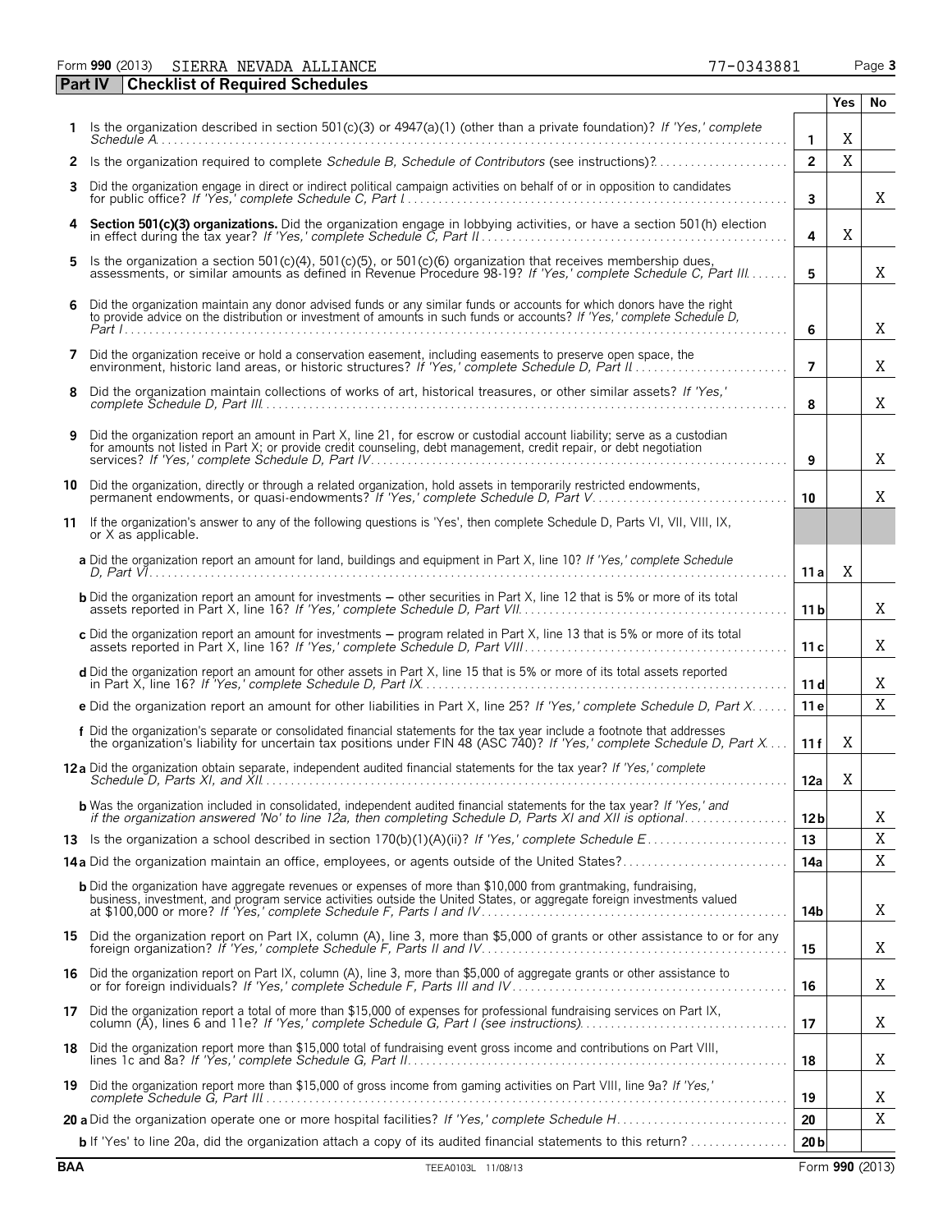Form **990** (2013) SIERRA NEVADA ALLIANCE 77-0343881 Page **3**

## Part IV Checklist of Required Schedules

| | | | Yes | No |
|---|---|---|---|---|
| **1** | Is the organization described in section 501(c)(3) or 4947(a)(1) (other than a private foundation)? *If 'Yes,' complete Schedule A* | **1** | X | |
| **2** | Is the organization required to complete *Schedule B, Schedule of Contributors* (see instructions)? | **2** | X | |
| **3** | Did the organization engage in direct or indirect political campaign activities on behalf of or in opposition to candidates for public office? *If 'Yes,' complete Schedule C, Part I* | **3** | | X |
| **4** | **Section 501(c)(3) organizations.** Did the organization engage in lobbying activities, or have a section 501(h) election in effect during the tax year? *If 'Yes,' complete Schedule C, Part II* | **4** | X | |
| **5** | Is the organization a section 501(c)(4), 501(c)(5), or 501(c)(6) organization that receives membership dues, assessments, or similar amounts as defined in Revenue Procedure 98-19? *If 'Yes,' complete Schedule C, Part III* | **5** | | X |
| **6** | Did the organization maintain any donor advised funds or any similar funds or accounts for which donors have the right to provide advice on the distribution or investment of amounts in such funds or accounts? *If 'Yes,' complete Schedule D, Part I* | **6** | | X |
| **7** | Did the organization receive or hold a conservation easement, including easements to preserve open space, the environment, historic land areas, or historic structures? *If 'Yes,' complete Schedule D, Part II* | **7** | | X |
| **8** | Did the organization maintain collections of works of art, historical treasures, or other similar assets? *If 'Yes,' complete Schedule D, Part III* | **8** | | X |
| **9** | Did the organization report an amount in Part X, line 21, for escrow or custodial account liability; serve as a custodian for amounts not listed in Part X; or provide credit counseling, debt management, credit repair, or debt negotiation services? *If 'Yes,' complete Schedule D, Part IV* | **9** | | X |
| **10** | Did the organization, directly or through a related organization, hold assets in temporarily restricted endowments, permanent endowments, or quasi-endowments? *If 'Yes,' complete Schedule D, Part V* | **10** | | X |
| **11** | If the organization's answer to any of the following questions is 'Yes', then complete Schedule D, Parts VI, VII, VIII, IX, or X as applicable. | | | |
| | **a** Did the organization report an amount for land, buildings and equipment in Part X, line 10? *If 'Yes,' complete Schedule D, Part VI* | **11 a** | X | |
| | **b** Did the organization report an amount for investments – other securities in Part X, line 12 that is 5% or more of its total assets reported in Part X, line 16? *If 'Yes,' complete Schedule D, Part VII* | **11 b** | | X |
| | **c** Did the organization report an amount for investments – program related in Part X, line 13 that is 5% or more of its total assets reported in Part X, line 16? *If 'Yes,' complete Schedule D, Part VIII* | **11 c** | | X |
| | **d** Did the organization report an amount for other assets in Part X, line 15 that is 5% or more of its total assets reported in Part X, line 16? *If 'Yes,' complete Schedule D, Part IX* | **11 d** | | X |
| | **e** Did the organization report an amount for other liabilities in Part X, line 25? *If 'Yes,' complete Schedule D, Part X* | **11 e** | | X |
| | **f** Did the organization's separate or consolidated financial statements for the tax year include a footnote that addresses the organization's liability for uncertain tax positions under FIN 48 (ASC 740)? *If 'Yes,' complete Schedule D, Part X* | **11 f** | X | |
| **12 a** | Did the organization obtain separate, independent audited financial statements for the tax year? *If 'Yes,' complete Schedule D, Parts XI, and XII* | **12a** | X | |
| | **b** Was the organization included in consolidated, independent audited financial statements for the tax year? *If 'Yes,' and if the organization answered 'No' to line 12a, then completing Schedule D, Parts XI and XII is optional* | **12 b** | | X |
| **13** | Is the organization a school described in section 170(b)(1)(A)(ii)? *If 'Yes,' complete Schedule E* | **13** | | X |
| **14 a** | Did the organization maintain an office, employees, or agents outside of the United States? | **14a** | | X |
| | **b** Did the organization have aggregate revenues or expenses of more than $10,000 from grantmaking, fundraising, business, investment, and program service activities outside the United States, or aggregate foreign investments valued at $100,000 or more? *If 'Yes,' complete Schedule F, Parts I and IV* | **14b** | | X |
| **15** | Did the organization report on Part IX, column (A), line 3, more than $5,000 of grants or other assistance to or for any foreign organization? *If 'Yes,' complete Schedule F, Parts II and IV* | **15** | | X |
| **16** | Did the organization report on Part IX, column (A), line 3, more than $5,000 of aggregate grants or other assistance to or for foreign individuals? *If 'Yes,' complete Schedule F, Parts III and IV* | **16** | | X |
| **17** | Did the organization report a total of more than $15,000 of expenses for professional fundraising services on Part IX, column (A), lines 6 and 11e? *If 'Yes,' complete Schedule G, Part I (see instructions)* | **17** | | X |
| **18** | Did the organization report more than $15,000 total of fundraising event gross income and contributions on Part VIII, lines 1c and 8a? *If 'Yes,' complete Schedule G, Part II* | **18** | | X |
| **19** | Did the organization report more than $15,000 of gross income from gaming activities on Part VIII, line 9a? *If 'Yes,' complete Schedule G, Part III* | **19** | | X |
| **20 a** | Did the organization operate one or more hospital facilities? *If 'Yes,' complete Schedule H* | **20** | | X |
| | **b** If 'Yes' to line 20a, did the organization attach a copy of its audited financial statements to this return? | **20 b** | | |

BAA TEEA0103L 11/08/13 Form **990** (2013)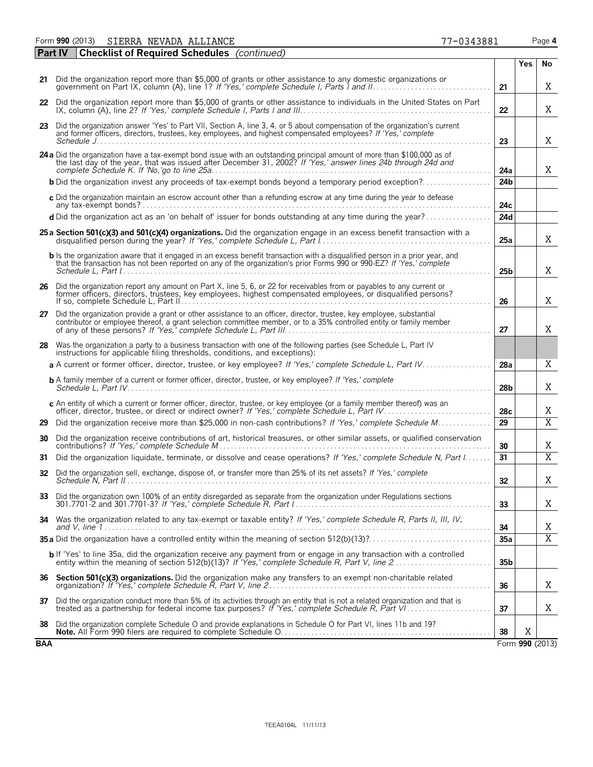Form **990** (2013) SIERRA NEVADA ALLIANCE 77-0343881 Page **4**

**Part IV** **Checklist of Required Schedules** *(continued)*

| | | | Yes | No |
|---|---|---|---|---|
| **21** | Did the organization report more than $5,000 of grants or other assistance to any domestic organizations or government on Part IX, column (A), line 1? *If 'Yes,' complete Schedule I, Parts I and II* | **21** | | X |
| **22** | Did the organization report more than $5,000 of grants or other assistance to individuals in the United States on Part IX, column (A), line 2? *If 'Yes,' complete Schedule I, Parts I and III* | **22** | | X |
| **23** | Did the organization answer 'Yes' to Part VII, Section A, line 3, 4, or 5 about compensation of the organization's current and former officers, directors, trustees, key employees, and highest compensated employees? *If 'Yes,' complete Schedule J* | **23** | | X |
| **24 a** | Did the organization have a tax-exempt bond issue with an outstanding principal amount of more than $100,000 as of the last day of the year, that was issued after December 31, 2002? *If 'Yes,' answer lines 24b through 24d and complete Schedule K. If 'No,'go to line 25a* | **24a** | | X |
| **b** | Did the organization invest any proceeds of tax-exempt bonds beyond a temporary period exception? | **24b** | | |
| **c** | Did the organization maintain an escrow account other than a refunding escrow at any time during the year to defease any tax-exempt bonds? | **24c** | | |
| **d** | Did the organization act as an 'on behalf of' issuer for bonds outstanding at any time during the year? | **24d** | | |
| **25 a** | **Section 501(c)(3) and 501(c)(4) organizations.** Did the organization engage in an excess benefit transaction with a disqualified person during the year? *If 'Yes,' complete Schedule L, Part I* | **25a** | | X |
| **b** | Is the organization aware that it engaged in an excess benefit transaction with a disqualified person in a prior year, and that the transaction has not been reported on any of the organization's prior Forms 990 or 990-EZ? *If 'Yes,' complete Schedule L, Part I* | **25b** | | X |
| **26** | Did the organization report any amount on Part X, line 5, 6, or 22 for receivables from or payables to any current or former officers, directors, trustees, key employees, highest compensated employees, or disqualified persons? If so, complete Schedule L, Part II | **26** | | X |
| **27** | Did the organization provide a grant or other assistance to an officer, director, trustee, key employee, substantial contributor or employee thereof, a grant selection committee member, or to a 35% controlled entity or family member of any of these persons? *If 'Yes,' complete Schedule L, Part III* | **27** | | X |
| **28** | Was the organization a party to a business transaction with one of the following parties (see Schedule L, Part IV instructions for applicable filing thresholds, conditions, and exceptions): | | | |
| **a** | A current or former officer, director, trustee, or key employee? *If 'Yes,' complete Schedule L, Part IV* | **28a** | | X |
| **b** | A family member of a current or former officer, director, trustee, or key employee? *If 'Yes,' complete Schedule L, Part IV* | **28b** | | X |
| **c** | An entity of which a current or former officer, director, trustee, or key employee (or a family member thereof) was an officer, director, trustee, or direct or indirect owner? *If 'Yes,' complete Schedule L, Part IV* | **28c** | | X |
| **29** | Did the organization receive more than $25,000 in non-cash contributions? *If 'Yes,' complete Schedule M* | **29** | | X |
| **30** | Did the organization receive contributions of art, historical treasures, or other similar assets, or qualified conservation contributions? *If 'Yes,' complete Schedule M* | **30** | | X |
| **31** | Did the organization liquidate, terminate, or dissolve and cease operations? *If 'Yes,' complete Schedule N, Part I* | **31** | | X |
| **32** | Did the organization sell, exchange, dispose of, or transfer more than 25% of its net assets? *If 'Yes,' complete Schedule N, Part II* | **32** | | X |
| **33** | Did the organization own 100% of an entity disregarded as separate from the organization under Regulations sections 301.7701-2 and 301.7701-3? *If 'Yes,' complete Schedule R, Part I* | **33** | | X |
| **34** | Was the organization related to any tax-exempt or taxable entity? *If 'Yes,' complete Schedule R, Parts II, III, IV, and V, line 1* | **34** | | X |
| **35 a** | Did the organization have a controlled entity within the meaning of section 512(b)(13)? | **35a** | | X |
| **b** | If 'Yes' to line 35a, did the organization receive any payment from or engage in any transaction with a controlled entity within the meaning of section 512(b)(13)? *If 'Yes,' complete Schedule R, Part V, line 2* | **35b** | | |
| **36** | **Section 501(c)(3) organizations.** Did the organization make any transfers to an exempt non-charitable related organization? *If 'Yes,' complete Schedule R, Part V, line 2* | **36** | | X |
| **37** | Did the organization conduct more than 5% of its activities through an entity that is not a related organization and that is treated as a partnership for federal income tax purposes? *If 'Yes,' complete Schedule R, Part VI* | **37** | | X |
| **38** | Did the organization complete Schedule O and provide explanations in Schedule O for Part VI, lines 11b and 19? **Note.** All Form 990 filers are required to complete Schedule O. | **38** | X | |

**BAA** Form **990** (2013)

TEEA0104L 11/11/13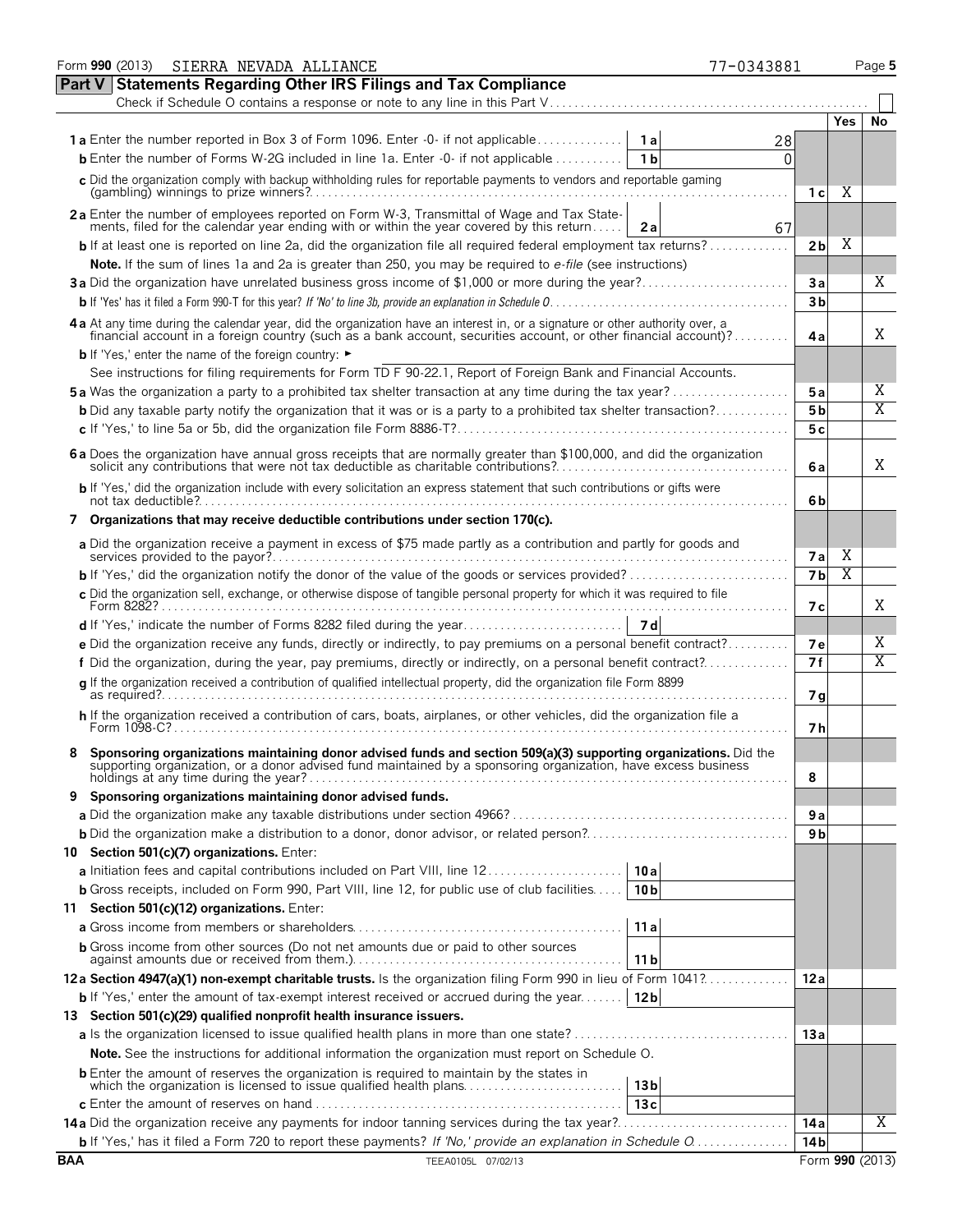Form **990** (2013) SIERRA NEVADA ALLIANCE 77-0343881 Page **5**

## Part V Statements Regarding Other IRS Filings and Tax Compliance

Check if Schedule O contains a response or note to any line in this Part V . . . . . . . . . . . . . . . . . . . . . . . . . . . . . . . . . . . . . . . . . . . . . . . . . . . . . . . ☐

| | | | | Yes | No |
|---|---|---|---|---|---|
| **1 a** Enter the number reported in Box 3 of Form 1096. Enter -0- if not applicable . . . . . . . . . . . . . . | **1 a** | 28 | | | |
| **b** Enter the number of Forms W-2G included in line 1a. Enter -0- if not applicable . . . . . . . . . . . | **1 b** | 0 | | | |
| **c** Did the organization comply with backup withholding rules for reportable payments to vendors and reportable gaming (gambling) winnings to prize winners? . . . . . | | | **1 c** | X | |
| **2 a** Enter the number of employees reported on Form W-3, Transmittal of Wage and Tax Statements, filed for the calendar year ending with or within the year covered by this return . . . . . | **2 a** | 67 | | | |
| **b** If at least one is reported on line 2a, did the organization file all required federal employment tax returns? . . . . . . . . . . . . | | | **2 b** | X | |
| **Note.** If the sum of lines 1a and 2a is greater than 250, you may be required to *e-file* (see instructions) | | | | | |
| **3 a** Did the organization have unrelated business gross income of $1,000 or more during the year? . . . . . . . . . . . . . . . . . . . . . . . | | | **3 a** | | X |
| **b** If 'Yes' has it filed a Form 990-T for this year? *If 'No' to line 3b, provide an explanation in Schedule O* . . . . . . . . | | | **3 b** | | |
| **4 a** At any time during the calendar year, did the organization have an interest in, or a signature or other authority over, a financial account in a foreign country (such as a bank account, securities account, or other financial account)? . . . . . . . . . | | | **4 a** | | X |
| **b** If 'Yes,' enter the name of the foreign country: ► | | | | | |
| See instructions for filing requirements for Form TD F 90-22.1, Report of Foreign Bank and Financial Accounts. | | | | | |
| **5 a** Was the organization a party to a prohibited tax shelter transaction at any time during the tax year? . . . . . . . . . . . . . . . . . . | | | **5 a** | | X |
| **b** Did any taxable party notify the organization that it was or is a party to a prohibited tax shelter transaction? . . . . . . . . . . . | | | **5 b** | | X |
| **c** If 'Yes,' to line 5a or 5b, did the organization file Form 8886-T? . . . . . . . . . . . . . . . . . . | | | **5 c** | | |
| **6 a** Does the organization have annual gross receipts that are normally greater than $100,000, and did the organization solicit any contributions that were not tax deductible as charitable contributions? . . . . . . . . . | | | **6 a** | | X |
| **b** If 'Yes,' did the organization include with every solicitation an express statement that such contributions or gifts were not tax deductible? . . . . . . . . . | | | **6 b** | | |
| **7 Organizations that may receive deductible contributions under section 170(c).** | | | | | |
| **a** Did the organization receive a payment in excess of $75 made partly as a contribution and partly for goods and services provided to the payor? . . . . . . . . . | | | **7 a** | X | |
| **b** If 'Yes,' did the organization notify the donor of the value of the goods or services provided? . . . . . . . . . . . . . . . . . . . . . . . . . | | | **7 b** | X | |
| **c** Did the organization sell, exchange, or otherwise dispose of tangible personal property for which it was required to file Form 8282? . . . . . . . . . | | | **7 c** | | X |
| **d** If 'Yes,' indicate the number of Forms 8282 filed during the year . . . . . . . . . . . . . . . . . . . . . . . . . | **7 d** | | | | |
| **e** Did the organization receive any funds, directly or indirectly, to pay premiums on a personal benefit contract? . . . . . . . . . . | | | **7 e** | | X |
| **f** Did the organization, during the year, pay premiums, directly or indirectly, on a personal benefit contract? . . . . . . . . . . . . . | | | **7 f** | | X |
| **g** If the organization received a contribution of qualified intellectual property, did the organization file Form 8899 as required? . . . . . . . . . | | | **7 g** | | |
| **h** If the organization received a contribution of cars, boats, airplanes, or other vehicles, did the organization file a Form 1098-C? . . . . . . . . . | | | **7 h** | | |
| **8 Sponsoring organizations maintaining donor advised funds and section 509(a)(3) supporting organizations.** Did the supporting organization, or a donor advised fund maintained by a sponsoring organization, have excess business holdings at any time during the year? . . . . . . . . . | | | **8** | | |
| **9 Sponsoring organizations maintaining donor advised funds.** | | | | | |
| **a** Did the organization make any taxable distributions under section 4966? . . . . . . . . . . . . . . . . . . . . | | | **9 a** | | |
| **b** Did the organization make a distribution to a donor, donor advisor, or related person? . . . . . . . . . . . . . . . . . . . . | | | **9 b** | | |
| **10 Section 501(c)(7) organizations.** Enter: | | | | | |
| **a** Initiation fees and capital contributions included on Part VIII, line 12 . . . . . . . . . . . . . . . . . . . . | **10 a** | | | | |
| **b** Gross receipts, included on Form 990, Part VIII, line 12, for public use of club facilities . . . . . | **10 b** | | | | |
| **11 Section 501(c)(12) organizations.** Enter: | | | | | |
| **a** Gross income from members or shareholders . . . . . . . . . . . . . . . . . . . . . . . . . . . . . | **11 a** | | | | |
| **b** Gross income from other sources (Do not net amounts due or paid to other sources against amounts due or received from them.) . . . . . . . . . | **11 b** | | | | |
| **12 a Section 4947(a)(1) non-exempt charitable trusts.** Is the organization filing Form 990 in lieu of Form 1041? . . . . . . . . . . . . | | | **12 a** | | |
| **b** If 'Yes,' enter the amount of tax-exempt interest received or accrued during the year . . . . . . . | **12 b** | | | | |
| **13 Section 501(c)(29) qualified nonprofit health insurance issuers.** | | | | | |
| **a** Is the organization licensed to issue qualified health plans in more than one state? . . . . . . . . . . . . . . . . . . . . | | | **13 a** | | |
| **Note.** See the instructions for additional information the organization must report on Schedule O. | | | | | |
| **b** Enter the amount of reserves the organization is required to maintain by the states in which the organization is licensed to issue qualified health plans . . . . . . . . . | **13 b** | | | | |
| **c** Enter the amount of reserves on hand . . . . . . . . . . . . . . . . . . . . . . . . . . . . . . . | **13 c** | | | | |
| **14 a** Did the organization receive any payments for indoor tanning services during the tax year? . . . . . . . . . . . . . . . . . . . . . . . . . . | | | **14 a** | | X |
| **b** If 'Yes,' has it filed a Form 720 to report these payments? *If 'No,' provide an explanation in Schedule O* . . . . . . . . . . . . . . | | | **14 b** | | |

**BAA** TEEA0105L 07/02/13 Form **990** (2013)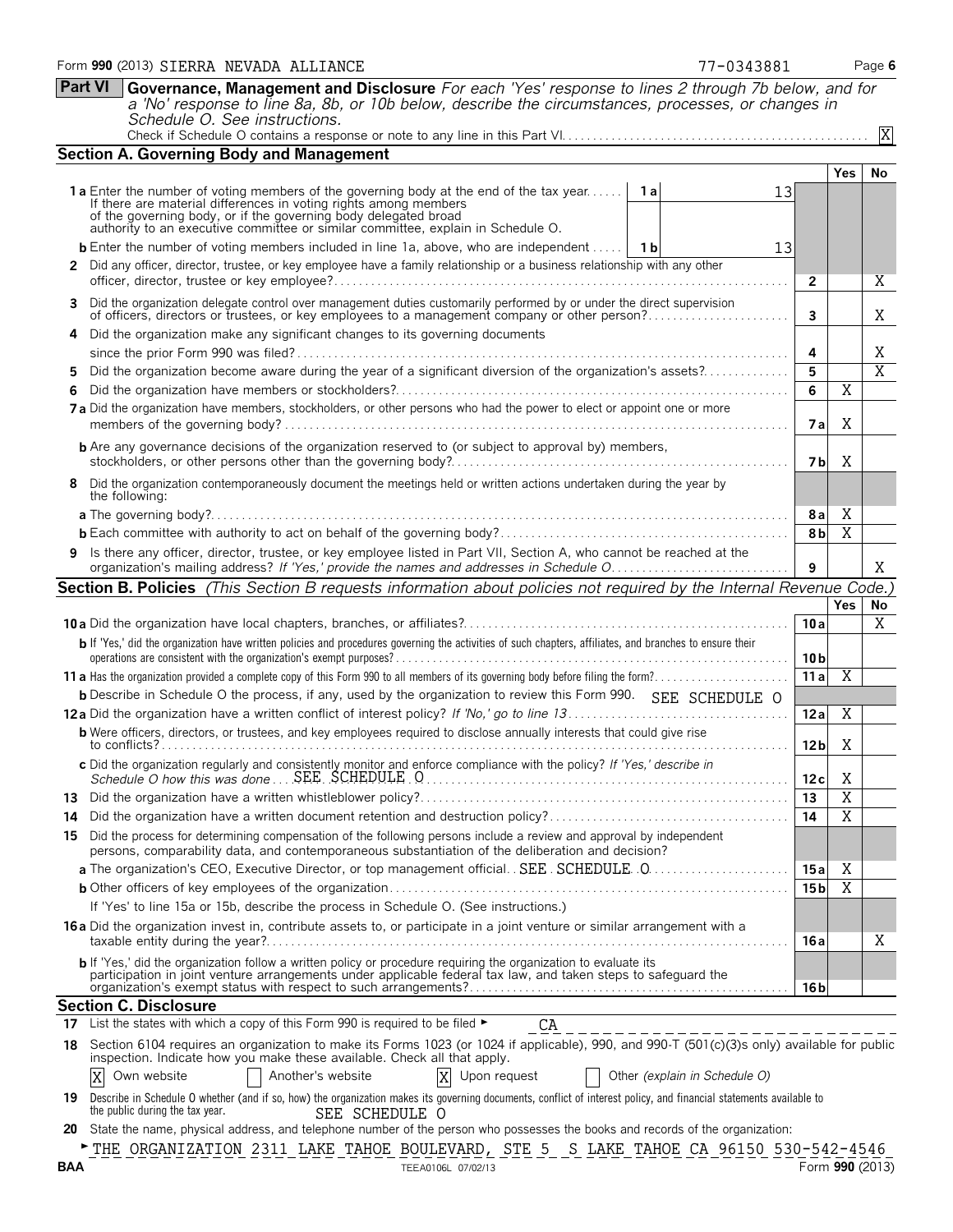Form **990** (2013) SIERRA NEVADA ALLIANCE 77-0343881

## Part VI Governance, Management and Disclosure

*For each 'Yes' response to lines 2 through 7b below, and for a 'No' response to line 8a, 8b, or 10b below, describe the circumstances, processes, or changes in Schedule O. See instructions.*

Check if Schedule O contains a response or note to any line in this Part VI. [X]

### Section A. Governing Body and Management

| | | | Yes | No |
|---|---|---|---|---|
| **1a** Enter the number of voting members of the governing body at the end of the tax year. If there are material differences in voting rights among members of the governing body, or if the governing body delegated broad authority to an executive committee or similar committee, explain in Schedule O. | 1a: 13 | | | |
| **b** Enter the number of voting members included in line 1a, above, who are independent | 1b: 13 | | | |
| **2** Did any officer, director, trustee, or key employee have a family relationship or a business relationship with any other officer, director, trustee or key employee? | | 2 | | X |
| **3** Did the organization delegate control over management duties customarily performed by or under the direct supervision of officers, directors or trustees, or key employees to a management company or other person? | | 3 | | X |
| **4** Did the organization make any significant changes to its governing documents since the prior Form 990 was filed? | | 4 | | X |
| **5** Did the organization become aware during the year of a significant diversion of the organization's assets? | | 5 | | X |
| **6** Did the organization have members or stockholders? | | 6 | X | |
| **7a** Did the organization have members, stockholders, or other persons who had the power to elect or appoint one or more members of the governing body? | | 7a | X | |
| **b** Are any governance decisions of the organization reserved to (or subject to approval by) members, stockholders, or other persons other than the governing body? | | 7b | X | |
| **8** Did the organization contemporaneously document the meetings held or written actions undertaken during the year by the following: | | | | |
| **a** The governing body? | | 8a | X | |
| **b** Each committee with authority to act on behalf of the governing body? | | 8b | X | |
| **9** Is there any officer, director, trustee, or key employee listed in Part VII, Section A, who cannot be reached at the organization's mailing address? *If 'Yes,' provide the names and addresses in Schedule O* | | 9 | | X |

### Section B. Policies *(This Section B requests information about policies not required by the Internal Revenue Code.)*

| | | Yes | No |
|---|---|---|---|
| **10a** Did the organization have local chapters, branches, or affiliates? | 10a | | X |
| **b** If 'Yes,' did the organization have written policies and procedures governing the activities of such chapters, affiliates, and branches to ensure their operations are consistent with the organization's exempt purposes? | 10b | | |
| **11a** Has the organization provided a complete copy of this Form 990 to all members of its governing body before filing the form? | 11a | X | |
| **b** Describe in Schedule O the process, if any, used by the organization to review this Form 990. SEE SCHEDULE O | | | |
| **12a** Did the organization have a written conflict of interest policy? *If 'No,' go to line 13* | 12a | X | |
| **b** Were officers, directors, or trustees, and key employees required to disclose annually interests that could give rise to conflicts? | 12b | X | |
| **c** Did the organization regularly and consistently monitor and enforce compliance with the policy? *If 'Yes,' describe in Schedule O how this was done* SEE SCHEDULE O | 12c | X | |
| **13** Did the organization have a written whistleblower policy? | 13 | X | |
| **14** Did the organization have a written document retention and destruction policy? | 14 | X | |
| **15** Did the process for determining compensation of the following persons include a review and approval by independent persons, comparability data, and contemporaneous substantiation of the deliberation and decision? | | | |
| **a** The organization's CEO, Executive Director, or top management official SEE SCHEDULE O | 15a | X | |
| **b** Other officers of key employees of the organization | 15b | X | |
| If 'Yes' to line 15a or 15b, describe the process in Schedule O. (See instructions.) | | | |
| **16a** Did the organization invest in, contribute assets to, or participate in a joint venture or similar arrangement with a taxable entity during the year? | 16a | | X |
| **b** If 'Yes,' did the organization follow a written policy or procedure requiring the organization to evaluate its participation in joint venture arrangements under applicable federal tax law, and taken steps to safeguard the organization's exempt status with respect to such arrangements? | 16b | | |

### Section C. Disclosure

**17** List the states with which a copy of this Form 990 is required to be filed ► CA

**18** Section 6104 requires an organization to make its Forms 1023 (or 1024 if applicable), 990, and 990-T (501(c)(3)s only) available for public inspection. Indicate how you make these available. Check all that apply.

[X] Own website [ ] Another's website [X] Upon request [ ] Other *(explain in Schedule O)*

**19** Describe in Schedule O whether (and if so, how) the organization makes its governing documents, conflict of interest policy, and financial statements available to the public during the tax year. SEE SCHEDULE O

**20** State the name, physical address, and telephone number of the person who possesses the books and records of the organization:

► THE ORGANIZATION 2311 LAKE TAHOE BOULEVARD, STE 5 S LAKE TAHOE CA 96150 530-542-4546

BAA TEEA0106L 07/02/13 Form **990** (2013)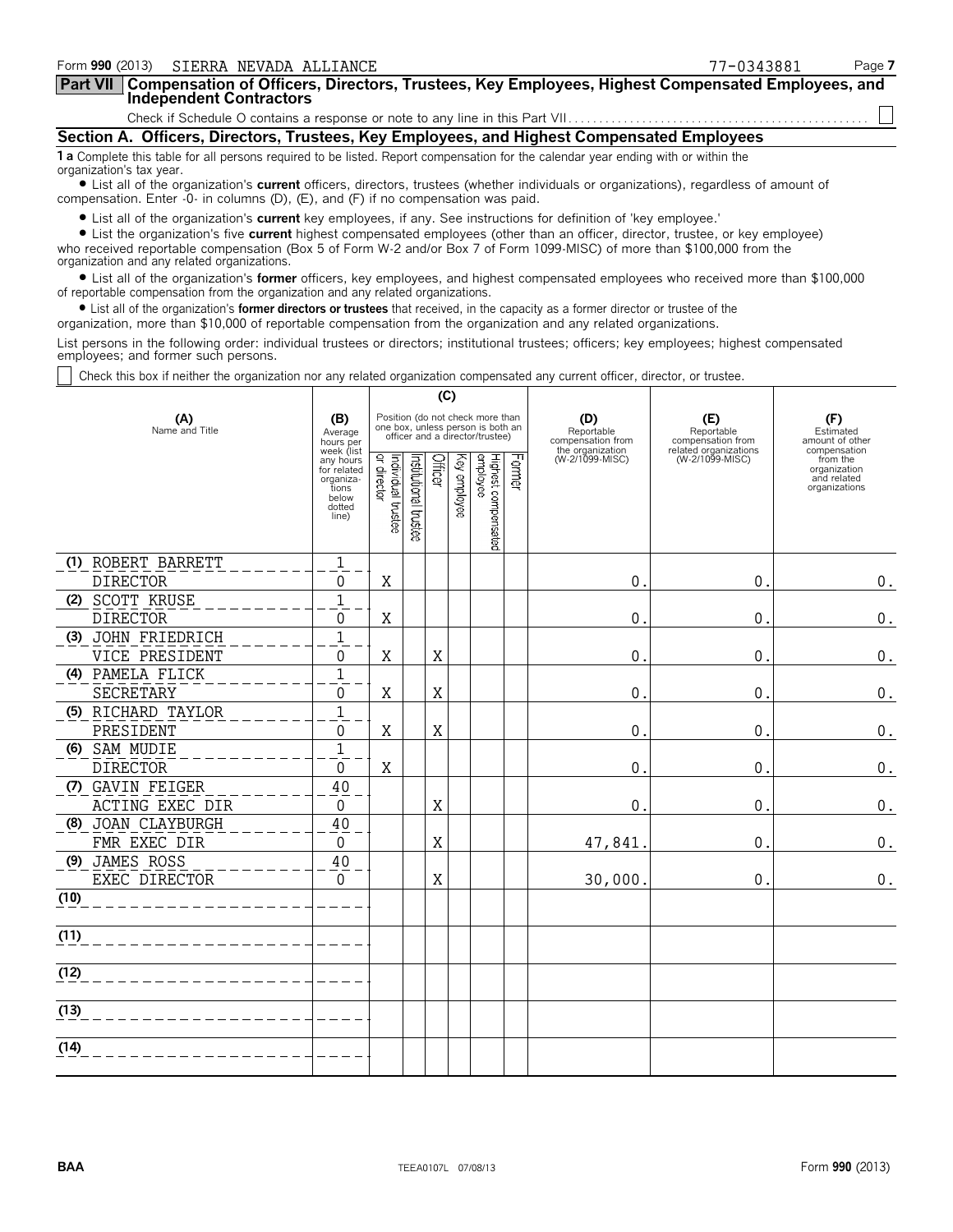Form **990** (2013) SIERRA NEVADA ALLIANCE 77-0343881

## Part VII Compensation of Officers, Directors, Trustees, Key Employees, Highest Compensated Employees, and Independent Contractors

Check if Schedule O contains a response or note to any line in this Part VII . . . . . . . . . . . . . . . . . . . . . . . . . . . . . . . . . . . . . . . . . . . . . . . . ☐

### Section A. Officers, Directors, Trustees, Key Employees, and Highest Compensated Employees

**1 a** Complete this table for all persons required to be listed. Report compensation for the calendar year ending with or within the organization's tax year.

- List all of the organization's **current** officers, directors, trustees (whether individuals or organizations), regardless of amount of compensation. Enter -0- in columns (D), (E), and (F) if no compensation was paid.
- List all of the organization's **current** key employees, if any. See instructions for definition of 'key employee.'
- List the organization's five **current** highest compensated employees (other than an officer, director, trustee, or key employee) who received reportable compensation (Box 5 of Form W-2 and/or Box 7 of Form 1099-MISC) of more than $100,000 from the organization and any related organizations.
- List all of the organization's **former** officers, key employees, and highest compensated employees who received more than $100,000 of reportable compensation from the organization and any related organizations.
- List all of the organization's **former directors or trustees** that received, in the capacity as a former director or trustee of the organization, more than $10,000 of reportable compensation from the organization and any related organizations.

List persons in the following order: individual trustees or directors; institutional trustees; officers; key employees; highest compensated employees; and former such persons.

☐ Check this box if neither the organization nor any related organization compensated any current officer, director, or trustee.

| (A) Name and Title | (B) Average hours per week (list any hours for related organizations below dotted line) | (C) Position (do not check more than one box, unless person is both an officer and a director/trustee) | | | | | | (D) Reportable compensation from the organization (W-2/1099-MISC) | (E) Reportable compensation from related organizations (W-2/1099-MISC) | (F) Estimated amount of other compensation from the organization and related organizations |
|---|---|---|---|---|---|---|---|---|---|---|
| | | Individual trustee or director | Institutional trustee | Officer | Key employee | Highest compensated employee | Former | | | |
| (1) ROBERT BARRETT<br>DIRECTOR | 1<br>0 | X | | | | | | 0. | 0. | 0. |
| (2) SCOTT KRUSE<br>DIRECTOR | 1<br>0 | X | | | | | | 0. | 0. | 0. |
| (3) JOHN FRIEDRICH<br>VICE PRESIDENT | 1<br>0 | X | | X | | | | 0. | 0. | 0. |
| (4) PAMELA FLICK<br>SECRETARY | 1<br>0 | X | | X | | | | 0. | 0. | 0. |
| (5) RICHARD TAYLOR<br>PRESIDENT | 1<br>0 | X | | X | | | | 0. | 0. | 0. |
| (6) SAM MUDIE<br>DIRECTOR | 1<br>0 | X | | | | | | 0. | 0. | 0. |
| (7) GAVIN FEIGER<br>ACTING EXEC DIR | 40<br>0 | | | X | | | | 0. | 0. | 0. |
| (8) JOAN CLAYBURGH<br>FMR EXEC DIR | 40<br>0 | | | X | | | | 47,841. | 0. | 0. |
| (9) JAMES ROSS<br>EXEC DIRECTOR | 40<br>0 | | | X | | | | 30,000. | 0. | 0. |
| (10) | | | | | | | | | | |
| (11) | | | | | | | | | | |
| (12) | | | | | | | | | | |
| (13) | | | | | | | | | | |
| (14) | | | | | | | | | | |

BAA TEEA0107L 07/08/13 Form **990** (2013)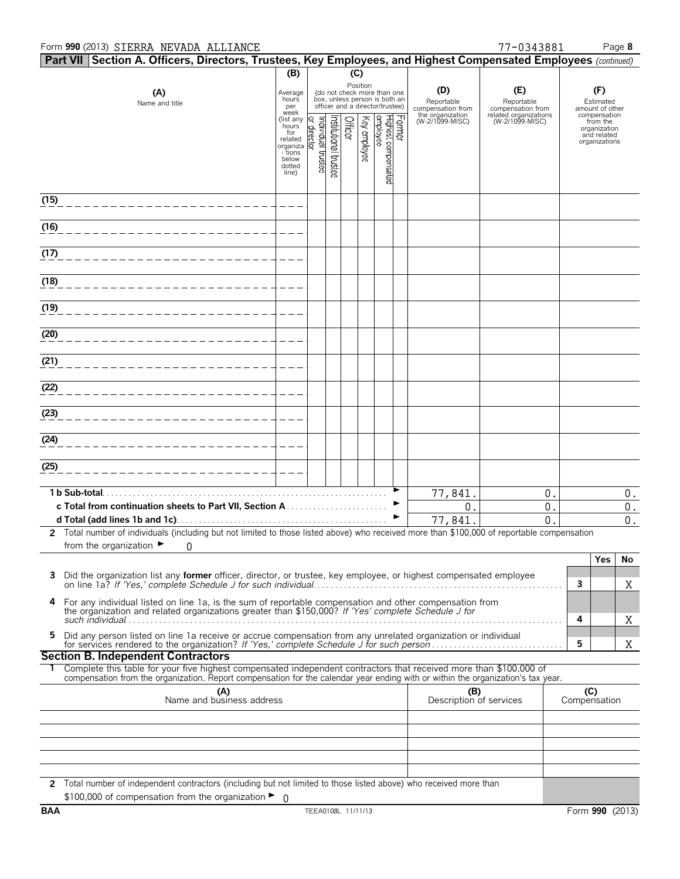Form **990** (2013) SIERRA NEVADA ALLIANCE 77-0343881 Page **8**

**Part VII Section A. Officers, Directors, Trustees, Key Employees, and Highest Compensated Employees** *(continued)*

| (A) Name and title | (B) Average hours per week (list any hours for related organizations below dotted line) | (C) Position (do not check more than one box, unless person is both an officer and a director/trustee): Individual trustee or director | Institutional trustee | Officer | Key employee | Highest compensated employee | Former | (D) Reportable compensation from the organization (W-2/1099-MISC) | (E) Reportable compensation from related organizations (W-2/1099-MISC) | (F) Estimated amount of other compensation from the organization and related organizations |
|---|---|---|---|---|---|---|---|---|---|---|
| (15) | | | | | | | | | | |
| (16) | | | | | | | | | | |
| (17) | | | | | | | | | | |
| (18) | | | | | | | | | | |
| (19) | | | | | | | | | | |
| (20) | | | | | | | | | | |
| (21) | | | | | | | | | | |
| (22) | | | | | | | | | | |
| (23) | | | | | | | | | | |
| (24) | | | | | | | | | | |
| (25) | | | | | | | | | | |
| **1 b Sub-total** | | | | | | | | 77,841. | 0. | 0. |
| **c Total from continuation sheets to Part VII, Section A** | | | | | | | | 0. | 0. | 0. |
| **d Total (add lines 1b and 1c)** | | | | | | | | 77,841. | 0. | 0. |

**2** Total number of individuals (including but not limited to those listed above) who received more than $100,000 of reportable compensation from the organization ► 0

| | | Yes | No |
|---|---|---|---|
| **3** Did the organization list any **former** officer, director, or trustee, key employee, or highest compensated employee on line 1a? *If 'Yes,' complete Schedule J for such individual* | 3 | | X |
| **4** For any individual listed on line 1a, is the sum of reportable compensation and other compensation from the organization and related organizations greater than $150,000? *If 'Yes' complete Schedule J for such individual* | 4 | | X |
| **5** Did any person listed on line 1a receive or accrue compensation from any unrelated organization or individual for services rendered to the organization? *If 'Yes,' complete Schedule J for such person* | 5 | | X |

**Section B. Independent Contractors**

**1** Complete this table for your five highest compensated independent contractors that received more than $100,000 of compensation from the organization. Report compensation for the calendar year ending with or within the organization's tax year.

| (A) Name and business address | (B) Description of services | (C) Compensation |
|---|---|---|
| | | |
| | | |
| | | |
| | | |
| | | |

**2** Total number of independent contractors (including but not limited to those listed above) who received more than $100,000 of compensation from the organization ► 0

BAA TEEA0108L 11/11/13 Form **990** (2013)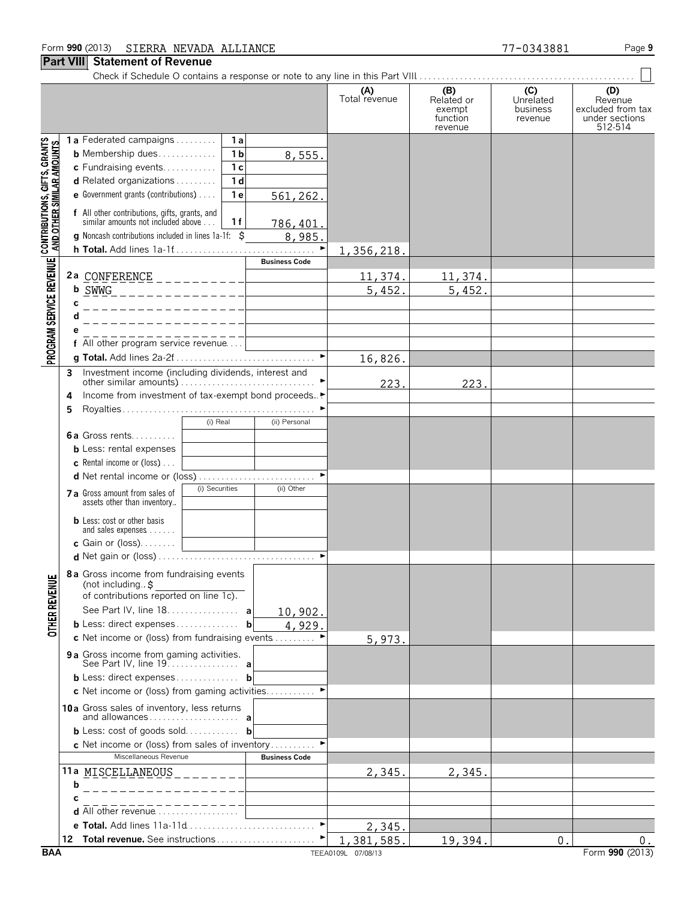Form 990 (2013) SIERRA NEVADA ALLIANCE 77-0343881

## Part VIII Statement of Revenue

Check if Schedule O contains a response or note to any line in this Part VIII ☐

| | | | | (A) Total revenue | (B) Related or exempt function revenue | (C) Unrelated business revenue | (D) Revenue excluded from tax under sections 512-514 |
|---|---|---|---|---|---|---|---|
| **CONTRIBUTIONS, GIFTS, GRANTS AND OTHER SIMILAR AMOUNTS** | 1a Federated campaigns | 1a | | | | | |
| | b Membership dues | 1b | 8,555. | | | | |
| | c Fundraising events | 1c | | | | | |
| | d Related organizations | 1d | | | | | |
| | e Government grants (contributions) | 1e | 561,262. | | | | |
| | f All other contributions, gifts, grants, and similar amounts not included above | 1f | 786,401. | | | | |
| | g Noncash contributions included in lines 1a-1f: $ | | 8,985. | | | | |
| | h Total. Add lines 1a-1f | | | 1,356,218. | | | |
| **PROGRAM SERVICE REVENUE** | | | Business Code | | | | |
| | 2a CONFERENCE | | | 11,374. | 11,374. | | |
| | b SWWG | | | 5,452. | 5,452. | | |
| | c | | | | | | |
| | d | | | | | | |
| | e | | | | | | |
| | f All other program service revenue | | | | | | |
| | g Total. Add lines 2a-2f | | | 16,826. | | | |
| **OTHER REVENUE** | 3 Investment income (including dividends, interest and other similar amounts) | | | 223. | 223. | | |
| | 4 Income from investment of tax-exempt bond proceeds | | | | | | |
| | 5 Royalties | | | | | | |
| | | (i) Real | (ii) Personal | | | | |
| | 6a Gross rents | | | | | | |
| | b Less: rental expenses | | | | | | |
| | c Rental income or (loss) | | | | | | |
| | d Net rental income or (loss) | | | | | | |
| | | (i) Securities | (ii) Other | | | | |
| | 7a Gross amount from sales of assets other than inventory | | | | | | |
| | b Less: cost or other basis and sales expenses | | | | | | |
| | c Gain or (loss) | | | | | | |
| | d Net gain or (loss) | | | | | | |
| | 8a Gross income from fundraising events (not including $ of contributions reported on line 1c). See Part IV, line 18 | a | 10,902. | | | | |
| | b Less: direct expenses | b | 4,929. | | | | |
| | c Net income or (loss) from fundraising events | | | 5,973. | | | |
| | 9a Gross income from gaming activities. See Part IV, line 19 | a | | | | | |
| | b Less: direct expenses | b | | | | | |
| | c Net income or (loss) from gaming activities | | | | | | |
| | 10a Gross sales of inventory, less returns and allowances | a | | | | | |
| | b Less: cost of goods sold | b | | | | | |
| | c Net income or (loss) from sales of inventory | | | | | | |
| | Miscellaneous Revenue | | Business Code | | | | |
| | 11a MISCELLANEOUS | | | 2,345. | 2,345. | | |
| | b | | | | | | |
| | c | | | | | | |
| | d All other revenue | | | | | | |
| | e Total. Add lines 11a-11d | | | 2,345. | | | |
| | 12 Total revenue. See instructions | | | 1,381,585. | 19,394. | 0. | 0. |

BAA TEEA0109L 07/08/13 Form 990 (2013)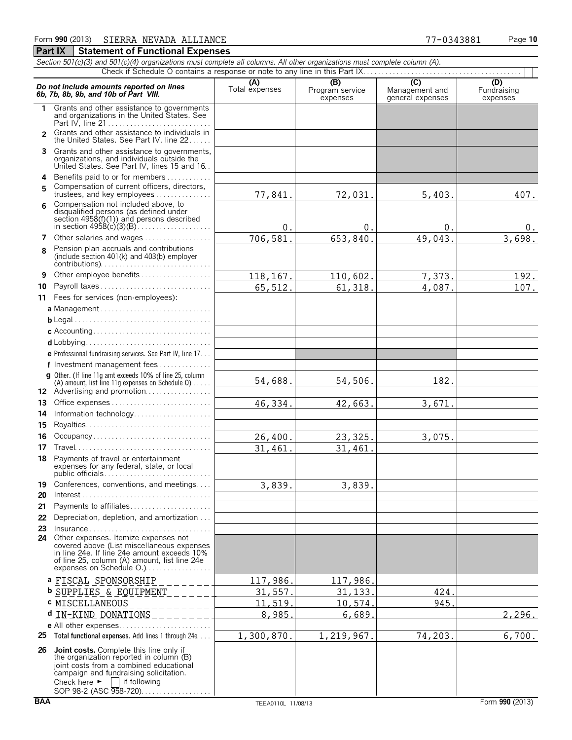Form **990** (2013) SIERRA NEVADA ALLIANCE 77-0343881

## Part IX Statement of Functional Expenses

*Section 501(c)(3) and 501(c)(4) organizations must complete all columns. All other organizations must complete column (A).*

Check if Schedule O contains a response or note to any line in this Part IX. . . . . . . . . . . . . . . . . . . . . . . . . . . . . . . . . . . . . . . . . . . . ☐

| ***Do not include amounts reported on lines 6b, 7b, 8b, 9b, and 10b of Part VIII.*** | (A) Total expenses | (B) Program service expenses | (C) Management and general expenses | (D) Fundraising expenses |
|---|---|---|---|---|
| **1** Grants and other assistance to governments and organizations in the United States. See Part IV, line 21 | | | | |
| **2** Grants and other assistance to individuals in the United States. See Part IV, line 22 | | | | |
| **3** Grants and other assistance to governments, organizations, and individuals outside the United States. See Part IV, lines 15 and 16 | | | | |
| **4** Benefits paid to or for members | | | | |
| **5** Compensation of current officers, directors, trustees, and key employees | 77,841. | 72,031. | 5,403. | 407. |
| **6** Compensation not included above, to disqualified persons (as defined under section 4958(f)(1)) and persons described in section 4958(c)(3)(B) | 0. | 0. | 0. | 0. |
| **7** Other salaries and wages | 706,581. | 653,840. | 49,043. | 3,698. |
| **8** Pension plan accruals and contributions (include section 401(k) and 403(b) employer contributions) | | | | |
| **9** Other employee benefits | 118,167. | 110,602. | 7,373. | 192. |
| **10** Payroll taxes | 65,512. | 61,318. | 4,087. | 107. |
| **11** Fees for services (non-employees): | | | | |
| **a** Management | | | | |
| **b** Legal | | | | |
| **c** Accounting | | | | |
| **d** Lobbying | | | | |
| **e** Professional fundraising services. See Part IV, line 17 | | | | |
| **f** Investment management fees | | | | |
| **g** Other. (If line 11g amt exceeds 10% of line 25, column (A) amount, list line 11g expenses on Schedule O) | 54,688. | 54,506. | 182. | |
| **12** Advertising and promotion | | | | |
| **13** Office expenses | 46,334. | 42,663. | 3,671. | |
| **14** Information technology | | | | |
| **15** Royalties | | | | |
| **16** Occupancy | 26,400. | 23,325. | 3,075. | |
| **17** Travel | 31,461. | 31,461. | | |
| **18** Payments of travel or entertainment expenses for any federal, state, or local public officials | | | | |
| **19** Conferences, conventions, and meetings | 3,839. | 3,839. | | |
| **20** Interest | | | | |
| **21** Payments to affiliates | | | | |
| **22** Depreciation, depletion, and amortization | | | | |
| **23** Insurance | | | | |
| **24** Other expenses. Itemize expenses not covered above (List miscellaneous expenses in line 24e. If line 24e amount exceeds 10% of line 25, column (A) amount, list line 24e expenses on Schedule O.) | | | | |
| **a** FISCAL SPONSORSHIP | 117,986. | 117,986. | | |
| **b** SUPPLIES & EQUIPMENT | 31,557. | 31,133. | 424. | |
| **c** MISCELLANEOUS | 11,519. | 10,574. | 945. | |
| **d** IN-KIND DONATIONS | 8,985. | 6,689. | | 2,296. |
| **e** All other expenses | | | | |
| **25** **Total functional expenses.** Add lines 1 through 24e | 1,300,870. | 1,219,967. | 74,203. | 6,700. |
| **26** **Joint costs.** Complete this line only if the organization reported in column (B) joint costs from a combined educational campaign and fundraising solicitation. Check here ► ☐ if following SOP 98-2 (ASC 958-720) | | | | |

BAA TEEA0110L 11/08/13 Form **990** (2013)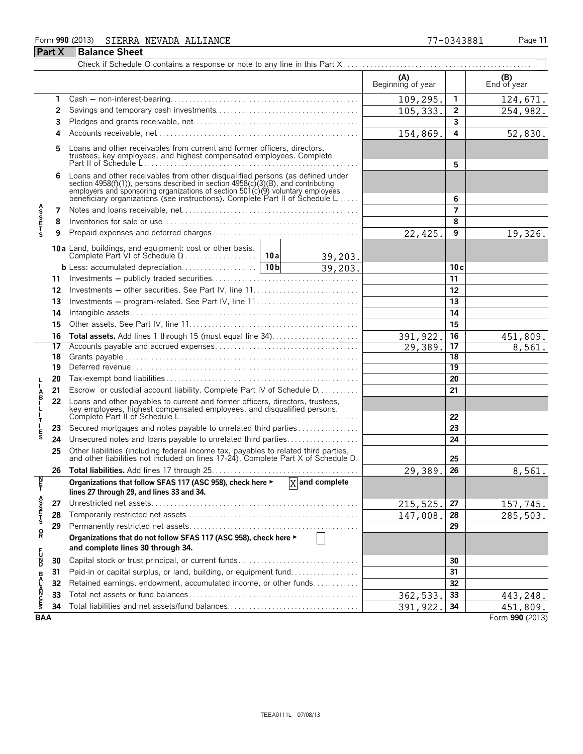Form **990** (2013) SIERRA NEVADA ALLIANCE 77-0343881

## Part X Balance Sheet

Check if Schedule O contains a response or note to any line in this Part X ☐

| | | | (A) Beginning of year | | (B) End of year |
|---|---|---|---|---|---|
| **ASSETS** | 1 | Cash — non-interest-bearing | 109,295. | 1 | 124,671. |
| | 2 | Savings and temporary cash investments | 105,333. | 2 | 254,982. |
| | 3 | Pledges and grants receivable, net | | 3 | |
| | 4 | Accounts receivable, net | 154,869. | 4 | 52,830. |
| | 5 | Loans and other receivables from current and former officers, directors, trustees, key employees, and highest compensated employees. Complete Part II of Schedule L | | 5 | |
| | 6 | Loans and other receivables from other disqualified persons (as defined under section 4958(f)(1)), persons described in section 4958(c)(3)(B), and contributing employers and sponsoring organizations of section 501(c)(9) voluntary employees' beneficiary organizations (see instructions). Complete Part II of Schedule L | | 6 | |
| | 7 | Notes and loans receivable, net | | 7 | |
| | 8 | Inventories for sale or use | | 8 | |
| | 9 | Prepaid expenses and deferred charges | 22,425. | 9 | 19,326. |
| | 10a | Land, buildings, and equipment: cost or other basis. Complete Part VI of Schedule D — 10a: 39,203. | | | |
| | b | Less: accumulated depreciation — 10b: 39,203. | | 10c | |
| | 11 | Investments — publicly traded securities | | 11 | |
| | 12 | Investments — other securities. See Part IV, line 11 | | 12 | |
| | 13 | Investments — program-related. See Part IV, line 11 | | 13 | |
| | 14 | Intangible assets | | 14 | |
| | 15 | Other assets. See Part IV, line 11 | | 15 | |
| | 16 | **Total assets.** Add lines 1 through 15 (must equal line 34) | 391,922. | 16 | 451,809. |
| **LIABILITIES** | 17 | Accounts payable and accrued expenses | 29,389. | 17 | 8,561. |
| | 18 | Grants payable | | 18 | |
| | 19 | Deferred revenue | | 19 | |
| | 20 | Tax-exempt bond liabilities | | 20 | |
| | 21 | Escrow or custodial account liability. Complete Part IV of Schedule D | | 21 | |
| | 22 | Loans and other payables to current and former officers, directors, trustees, key employees, highest compensated employees, and disqualified persons. Complete Part II of Schedule L | | 22 | |
| | 23 | Secured mortgages and notes payable to unrelated third parties | | 23 | |
| | 24 | Unsecured notes and loans payable to unrelated third parties | | 24 | |
| | 25 | Other liabilities (including federal income tax, payables to related third parties, and other liabilities not included on lines 17-24). Complete Part X of Schedule D | | 25 | |
| | 26 | **Total liabilities.** Add lines 17 through 25 | 29,389. | 26 | 8,561. |
| **NET ASSETS OR FUND BALANCES** | | **Organizations that follow SFAS 117 (ASC 958), check here ▶ [X] and complete lines 27 through 29, and lines 33 and 34.** | | | |
| | 27 | Unrestricted net assets | 215,525. | 27 | 157,745. |
| | 28 | Temporarily restricted net assets | 147,008. | 28 | 285,503. |
| | 29 | Permanently restricted net assets | | 29 | |
| | | **Organizations that do not follow SFAS 117 (ASC 958), check here ▶ ☐ and complete lines 30 through 34.** | | | |
| | 30 | Capital stock or trust principal, or current funds | | 30 | |
| | 31 | Paid-in or capital surplus, or land, building, or equipment fund | | 31 | |
| | 32 | Retained earnings, endowment, accumulated income, or other funds | | 32 | |
| | 33 | Total net assets or fund balances | 362,533. | 33 | 443,248. |
| | 34 | Total liabilities and net assets/fund balances | 391,922. | 34 | 451,809. |

BAA Form **990** (2013)

TEEA0111L 07/08/13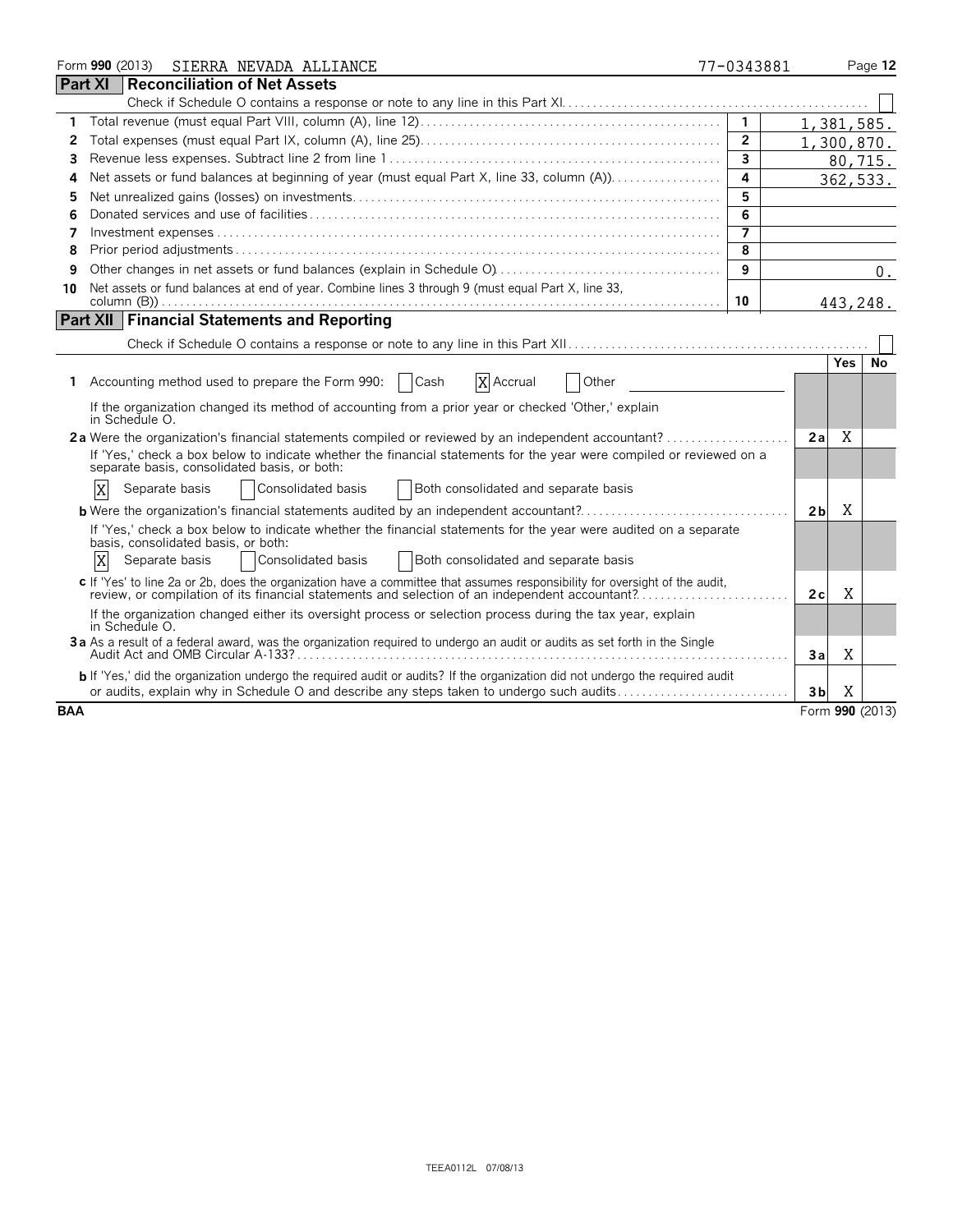Form **990** (2013) SIERRA NEVADA ALLIANCE 77-0343881 Page **12**

## Part XI Reconciliation of Net Assets

Check if Schedule O contains a response or note to any line in this Part XI ☐

| | | | |
|---|---|---|---|
| 1 | Total revenue (must equal Part VIII, column (A), line 12) | 1 | 1,381,585. |
| 2 | Total expenses (must equal Part IX, column (A), line 25) | 2 | 1,300,870. |
| 3 | Revenue less expenses. Subtract line 2 from line 1 | 3 | 80,715. |
| 4 | Net assets or fund balances at beginning of year (must equal Part X, line 33, column (A)) | 4 | 362,533. |
| 5 | Net unrealized gains (losses) on investments | 5 | |
| 6 | Donated services and use of facilities | 6 | |
| 7 | Investment expenses | 7 | |
| 8 | Prior period adjustments | 8 | |
| 9 | Other changes in net assets or fund balances (explain in Schedule O) | 9 | 0. |
| 10 | Net assets or fund balances at end of year. Combine lines 3 through 9 (must equal Part X, line 33, column (B)) | 10 | 443,248. |

## Part XII Financial Statements and Reporting

Check if Schedule O contains a response or note to any line in this Part XII ☐

| | | | Yes | No |
|---|---|---|---|---|
| 1 | Accounting method used to prepare the Form 990: ☐ Cash ☒ Accrual ☐ Other | | | |
| | If the organization changed its method of accounting from a prior year or checked 'Other,' explain in Schedule O. | | | |
| 2a | Were the organization's financial statements compiled or reviewed by an independent accountant? | 2a | X | |
| | If 'Yes,' check a box below to indicate whether the financial statements for the year were compiled or reviewed on a separate basis, consolidated basis, or both: | | | |
| | ☒ Separate basis ☐ Consolidated basis ☐ Both consolidated and separate basis | | | |
| b | Were the organization's financial statements audited by an independent accountant? | 2b | X | |
| | If 'Yes,' check a box below to indicate whether the financial statements for the year were audited on a separate basis, consolidated basis, or both: | | | |
| | ☒ Separate basis ☐ Consolidated basis ☐ Both consolidated and separate basis | | | |
| c | If 'Yes' to line 2a or 2b, does the organization have a committee that assumes responsibility for oversight of the audit, review, or compilation of its financial statements and selection of an independent accountant? | 2c | X | |
| | If the organization changed either its oversight process or selection process during the tax year, explain in Schedule O. | | | |
| 3a | As a result of a federal award, was the organization required to undergo an audit or audits as set forth in the Single Audit Act and OMB Circular A-133? | 3a | X | |
| b | If 'Yes,' did the organization undergo the required audit or audits? If the organization did not undergo the required audit or audits, explain why in Schedule O and describe any steps taken to undergo such audits | 3b | X | |

BAA Form **990** (2013)

TEEA0112L 07/08/13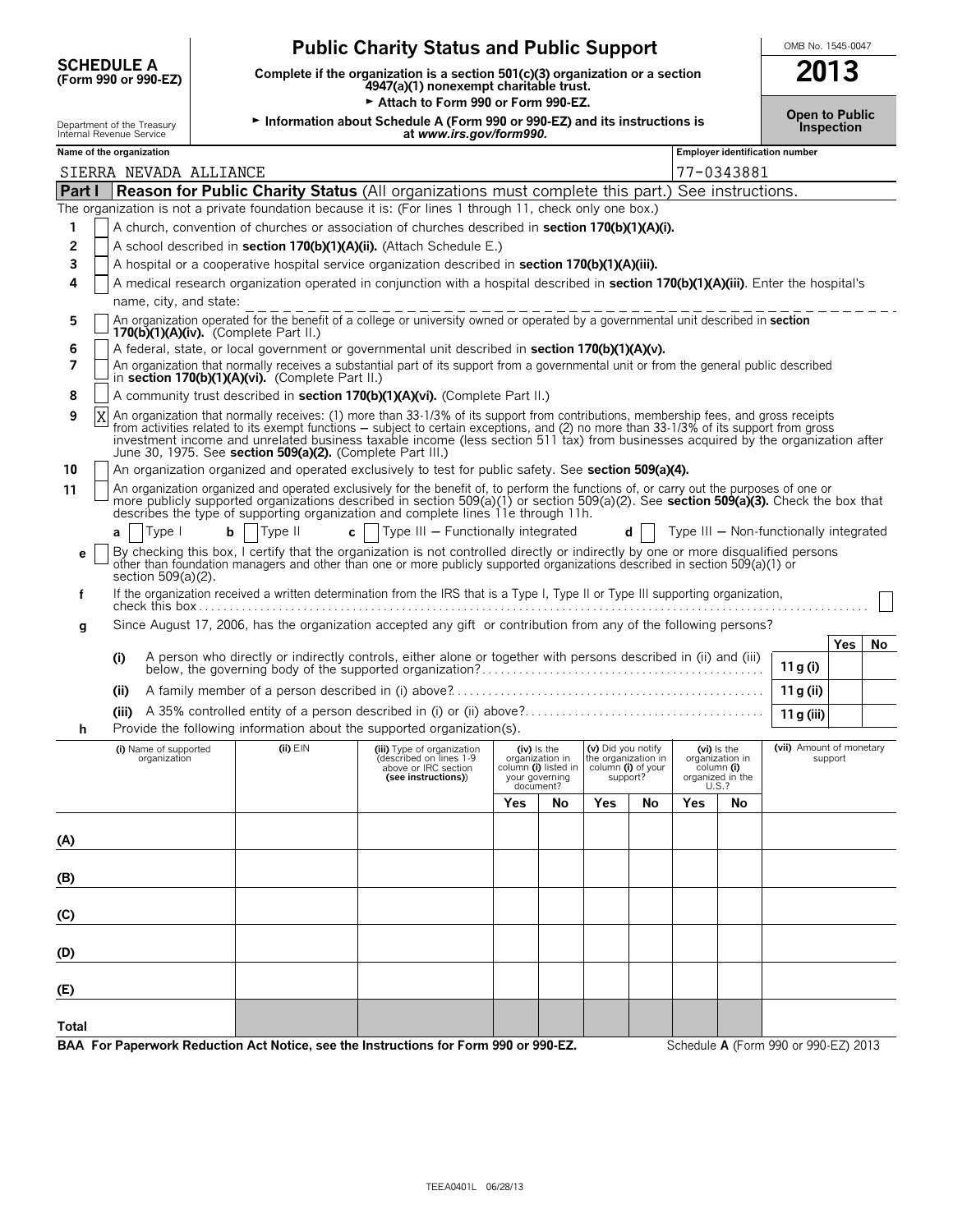# SCHEDULE A (Form 990 or 990-EZ)

Department of the Treasury
Internal Revenue Service

## Public Charity Status and Public Support

**Complete if the organization is a section 501(c)(3) organization or a section 4947(a)(1) nonexempt charitable trust.**

► Attach to Form 990 or Form 990-EZ.

► Information about Schedule A (Form 990 or 990-EZ) and its instructions is at *www.irs.gov/form990.*

OMB No. 1545-0047

**2013**

**Open to Public Inspection**

**Name of the organization:** SIERRA NEVADA ALLIANCE

**Employer identification number:** 77-0343881

## Part I — Reason for Public Charity Status (All organizations must complete this part.) See instructions.

The organization is not a private foundation because it is: (For lines 1 through 11, check only one box.)

1. [ ] A church, convention of churches or association of churches described in **section 170(b)(1)(A)(i).**
2. [ ] A school described in **section 170(b)(1)(A)(ii).** (Attach Schedule E.)
3. [ ] A hospital or a cooperative hospital service organization described in **section 170(b)(1)(A)(iii).**
4. [ ] A medical research organization operated in conjunction with a hospital described in **section 170(b)(1)(A)(iii)**. Enter the hospital's name, city, and state:
5. [ ] An organization operated for the benefit of a college or university owned or operated by a governmental unit described in **section 170(b)(1)(A)(iv).** (Complete Part II.)
6. [ ] A federal, state, or local government or governmental unit described in **section 170(b)(1)(A)(v).**
7. [ ] An organization that normally receives a substantial part of its support from a governmental unit or from the general public described in **section 170(b)(1)(A)(vi).** (Complete Part II.)
8. [ ] A community trust described in **section 170(b)(1)(A)(vi).** (Complete Part II.)
9. [X] An organization that normally receives: (1) more than 33-1/3% of its support from contributions, membership fees, and gross receipts from activities related to its exempt functions – subject to certain exceptions, and (2) no more than 33-1/3% of its support from gross investment income and unrelated business taxable income (less section 511 tax) from businesses acquired by the organization after June 30, 1975. See **section 509(a)(2).** (Complete Part III.)
10. [ ] An organization organized and operated exclusively to test for public safety. See **section 509(a)(4).**
11. [ ] An organization organized and operated exclusively for the benefit of, to perform the functions of, or carry out the purposes of one or more publicly supported organizations described in section 509(a)(1) or section 509(a)(2). See **section 509(a)(3).** Check the box that describes the type of supporting organization and complete lines 11e through 11h.

   **a** [ ] Type I **b** [ ] Type II **c** [ ] Type III – Functionally integrated **d** [ ] Type III – Non-functionally integrated

   **e** [ ] By checking this box, I certify that the organization is not controlled directly or indirectly by one or more disqualified persons other than foundation managers and other than one or more publicly supported organizations described in section 509(a)(1) or section 509(a)(2).

   **f** If the organization received a written determination from the IRS that is a Type I, Type II or Type III supporting organization, check this box [ ]

   **g** Since August 17, 2006, has the organization accepted any gift or contribution from any of the following persons?

| | | | Yes | No |
|---|---|---|---|---|
| (i) | A person who directly or indirectly controls, either alone or together with persons described in (ii) and (iii) below, the governing body of the supported organization? | 11 g (i) | | |
| (ii) | A family member of a person described in (i) above? | 11 g (ii) | | |
| (iii) | A 35% controlled entity of a person described in (i) or (ii) above? | 11 g (iii) | | |

   **h** Provide the following information about the supported organization(s).

| (i) Name of supported organization | (ii) EIN | (iii) Type of organization (described on lines 1-9 above or IRC section (see instructions)) | (iv) Is the organization in column (i) listed in your governing document? | | (v) Did you notify the organization in column (i) of your support? | | (vi) Is the organization in column (i) organized in the U.S.? | | (vii) Amount of monetary support |
|---|---|---|---|---|---|---|---|---|---|
| | | | Yes | No | Yes | No | Yes | No | |
| (A) | | | | | | | | | |
| (B) | | | | | | | | | |
| (C) | | | | | | | | | |
| (D) | | | | | | | | | |
| (E) | | | | | | | | | |
| Total | | | | | | | | | |

**BAA For Paperwork Reduction Act Notice, see the Instructions for Form 990 or 990-EZ.** Schedule **A** (Form 990 or 990-EZ) 2013

TEEA0401L 06/28/13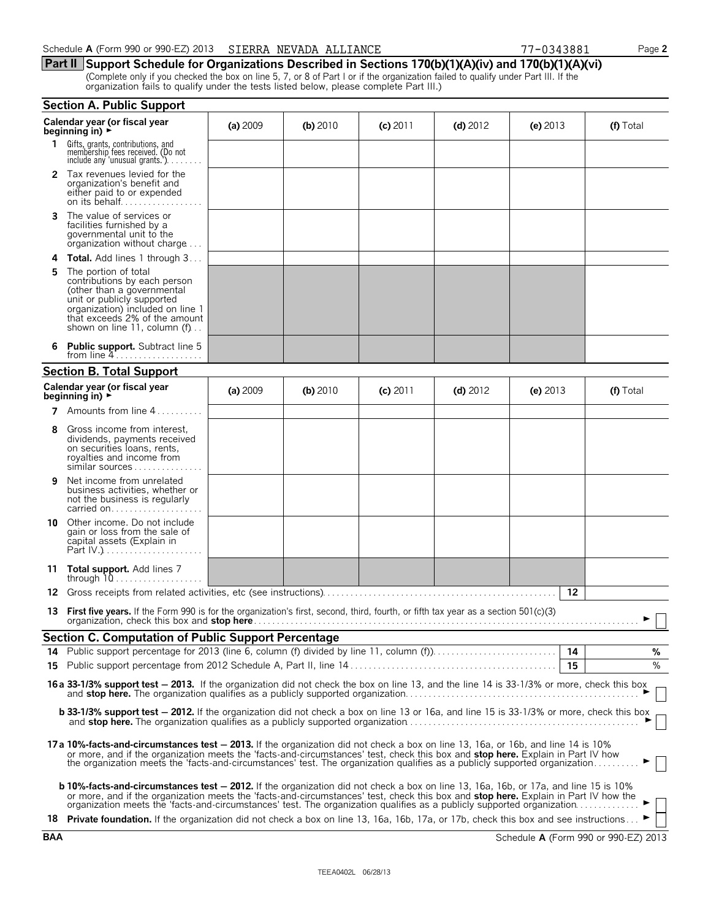Schedule **A** (Form 990 or 990-EZ) 2013 SIERRA NEVADA ALLIANCE 77-0343881 Page **2**

## Part II Support Schedule for Organizations Described in Sections 170(b)(1)(A)(iv) and 170(b)(1)(A)(vi)

(Complete only if you checked the box on line 5, 7, or 8 of Part I or if the organization failed to qualify under Part III. If the organization fails to qualify under the tests listed below, please complete Part III.)

### Section A. Public Support

| Calendar year (or fiscal year beginning in) ► | (a) 2009 | (b) 2010 | (c) 2011 | (d) 2012 | (e) 2013 | (f) Total |
|---|---|---|---|---|---|---|
| **1** Gifts, grants, contributions, and membership fees received. (Do not include any 'unusual grants.') | | | | | | |
| **2** Tax revenues levied for the organization's benefit and either paid to or expended on its behalf | | | | | | |
| **3** The value of services or facilities furnished by a governmental unit to the organization without charge | | | | | | |
| **4 Total.** Add lines 1 through 3 | | | | | | |
| **5** The portion of total contributions by each person (other than a governmental unit or publicly supported organization) included on line 1 that exceeds 2% of the amount shown on line 11, column (f) | | | | | | |
| **6 Public support.** Subtract line 5 from line 4 | | | | | | |

### Section B. Total Support

| Calendar year (or fiscal year beginning in) ► | (a) 2009 | (b) 2010 | (c) 2011 | (d) 2012 | (e) 2013 | (f) Total |
|---|---|---|---|---|---|---|
| **7** Amounts from line 4 | | | | | | |
| **8** Gross income from interest, dividends, payments received on securities loans, rents, royalties and income from similar sources | | | | | | |
| **9** Net income from unrelated business activities, whether or not the business is regularly carried on | | | | | | |
| **10** Other income. Do not include gain or loss from the sale of capital assets (Explain in Part IV.) | | | | | | |
| **11 Total support.** Add lines 7 through 10 | | | | | | |

**12** Gross receipts from related activities, etc (see instructions) **12**

**13 First five years.** If the Form 990 is for the organization's first, second, third, fourth, or fifth tax year as a section 501(c)(3) organization, check this box and **stop here** ► ☐

### Section C. Computation of Public Support Percentage

**14** Public support percentage for 2013 (line 6, column (f) divided by line 11, column (f)) **14** %

**15** Public support percentage from 2012 Schedule A, Part II, line 14 **15** %

**16a 33-1/3% support test — 2013.** If the organization did not check the box on line 13, and the line 14 is 33-1/3% or more, check this box and **stop here.** The organization qualifies as a publicly supported organization ► ☐

**b 33-1/3% support test — 2012.** If the organization did not check a box on line 13 or 16a, and line 15 is 33-1/3% or more, check this box and **stop here.** The organization qualifies as a publicly supported organization ► ☐

**17a 10%-facts-and-circumstances test — 2013.** If the organization did not check a box on line 13, 16a, or 16b, and line 14 is 10% or more, and if the organization meets the 'facts-and-circumstances' test, check this box and **stop here.** Explain in Part IV how the organization meets the 'facts-and-circumstances' test. The organization qualifies as a publicly supported organization ► ☐

**b 10%-facts-and-circumstances test — 2012.** If the organization did not check a box on line 13, 16a, 16b, or 17a, and line 15 is 10% or more, and if the organization meets the 'facts-and-circumstances' test, check this box and **stop here.** Explain in Part IV how the organization meets the 'facts-and-circumstances' test. The organization qualifies as a publicly supported organization ► ☐

**18 Private foundation.** If the organization did not check a box on line 13, 16a, 16b, 17a, or 17b, check this box and see instructions ► ☐

**BAA** Schedule **A** (Form 990 or 990-EZ) 2013

TEEA0402L 06/28/13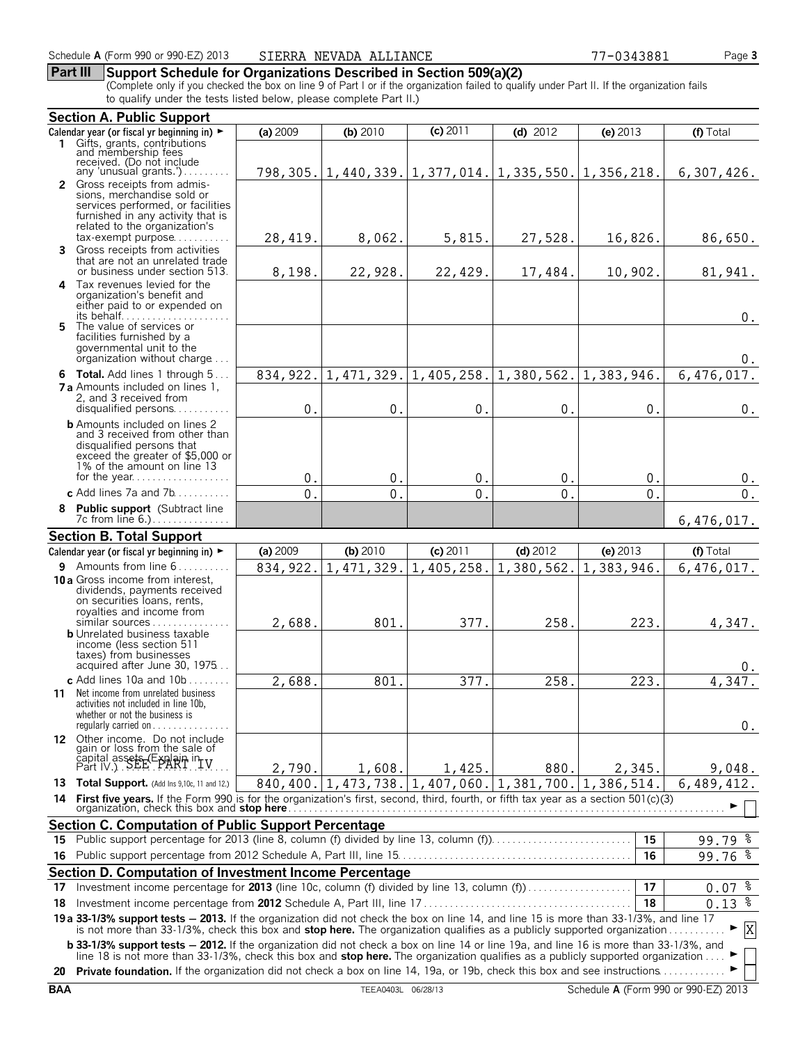Schedule **A** (Form 990 or 990-EZ) 2013 SIERRA NEVADA ALLIANCE 77-0343881

## Part III Support Schedule for Organizations Described in Section 509(a)(2)

(Complete only if you checked the box on line 9 of Part I or if the organization failed to qualify under Part II. If the organization fails to qualify under the tests listed below, please complete Part II.)

### Section A. Public Support

| Calendar year (or fiscal yr beginning in) ► | (a) 2009 | (b) 2010 | (c) 2011 | (d) 2012 | (e) 2013 | (f) Total |
|---|---|---|---|---|---|---|
| **1** Gifts, grants, contributions and membership fees received. (Do not include any 'unusual grants.') | 798,305. | 1,440,339. | 1,377,014. | 1,335,550. | 1,356,218. | 6,307,426. |
| **2** Gross receipts from admissions, merchandise sold or services performed, or facilities furnished in any activity that is related to the organization's tax-exempt purpose | 28,419. | 8,062. | 5,815. | 27,528. | 16,826. | 86,650. |
| **3** Gross receipts from activities that are not an unrelated trade or business under section 513 | 8,198. | 22,928. | 22,429. | 17,484. | 10,902. | 81,941. |
| **4** Tax revenues levied for the organization's benefit and either paid to or expended on its behalf | | | | | | 0. |
| **5** The value of services or facilities furnished by a governmental unit to the organization without charge | | | | | | 0. |
| **6 Total.** Add lines 1 through 5 | 834,922. | 1,471,329. | 1,405,258. | 1,380,562. | 1,383,946. | 6,476,017. |
| **7a** Amounts included on lines 1, 2, and 3 received from disqualified persons | 0. | 0. | 0. | 0. | 0. | 0. |
| **b** Amounts included on lines 2 and 3 received from other than disqualified persons that exceed the greater of $5,000 or 1% of the amount on line 13 for the year | 0. | 0. | 0. | 0. | 0. | 0. |
| **c** Add lines 7a and 7b | 0. | 0. | 0. | 0. | 0. | 0. |
| **8 Public support** (Subtract line 7c from line 6.) | | | | | | 6,476,017. |

### Section B. Total Support

| Calendar year (or fiscal yr beginning in) ► | (a) 2009 | (b) 2010 | (c) 2011 | (d) 2012 | (e) 2013 | (f) Total |
|---|---|---|---|---|---|---|
| **9** Amounts from line 6 | 834,922. | 1,471,329. | 1,405,258. | 1,380,562. | 1,383,946. | 6,476,017. |
| **10a** Gross income from interest, dividends, payments received on securities loans, rents, royalties and income from similar sources | 2,688. | 801. | 377. | 258. | 223. | 4,347. |
| **b** Unrelated business taxable income (less section 511 taxes) from businesses acquired after June 30, 1975 | | | | | | 0. |
| **c** Add lines 10a and 10b | 2,688. | 801. | 377. | 258. | 223. | 4,347. |
| **11** Net income from unrelated business activities not included in line 10b, whether or not the business is regularly carried on | | | | | | 0. |
| **12** Other income. Do not include gain or loss from the sale of capital assets (Explain in Part IV.) SEE PART IV | 2,790. | 1,608. | 1,425. | 880. | 2,345. | 9,048. |
| **13 Total Support.** (Add lns 9,10c, 11 and 12.) | 840,400. | 1,473,738. | 1,407,060. | 1,381,700. | 1,386,514. | 6,489,412. |

**14 First five years.** If the Form 990 is for the organization's first, second, third, fourth, or fifth tax year as a section 501(c)(3) organization, check this box and **stop here** ► ☐

### Section C. Computation of Public Support Percentage

| | | | |
|---|---|---|---|
| **15** | Public support percentage for 2013 (line 8, column (f) divided by line 13, column (f)) | 15 | 99.79 % |
| **16** | Public support percentage from 2012 Schedule A, Part III, line 15 | 16 | 99.76 % |

### Section D. Computation of Investment Income Percentage

| | | | |
|---|---|---|---|
| **17** | Investment income percentage for **2013** (line 10c, column (f) divided by line 13, column (f)) | 17 | 0.07 % |
| **18** | Investment income percentage from **2012** Schedule A, Part III, line 17 | 18 | 0.13 % |

**19a 33-1/3% support tests — 2013.** If the organization did not check the box on line 14, and line 15 is more than 33-1/3%, and line 17 is not more than 33-1/3%, check this box and **stop here.** The organization qualifies as a publicly supported organization ► ☒

**b 33-1/3% support tests — 2012.** If the organization did not check a box on line 14 or line 19a, and line 16 is more than 33-1/3%, and line 18 is not more than 33-1/3%, check this box and **stop here.** The organization qualifies as a publicly supported organization ► ☐

**20 Private foundation.** If the organization did not check a box on line 14, 19a, or 19b, check this box and see instructions ► ☐

BAA TEEA0403L 06/28/13 Schedule **A** (Form 990 or 990-EZ) 2013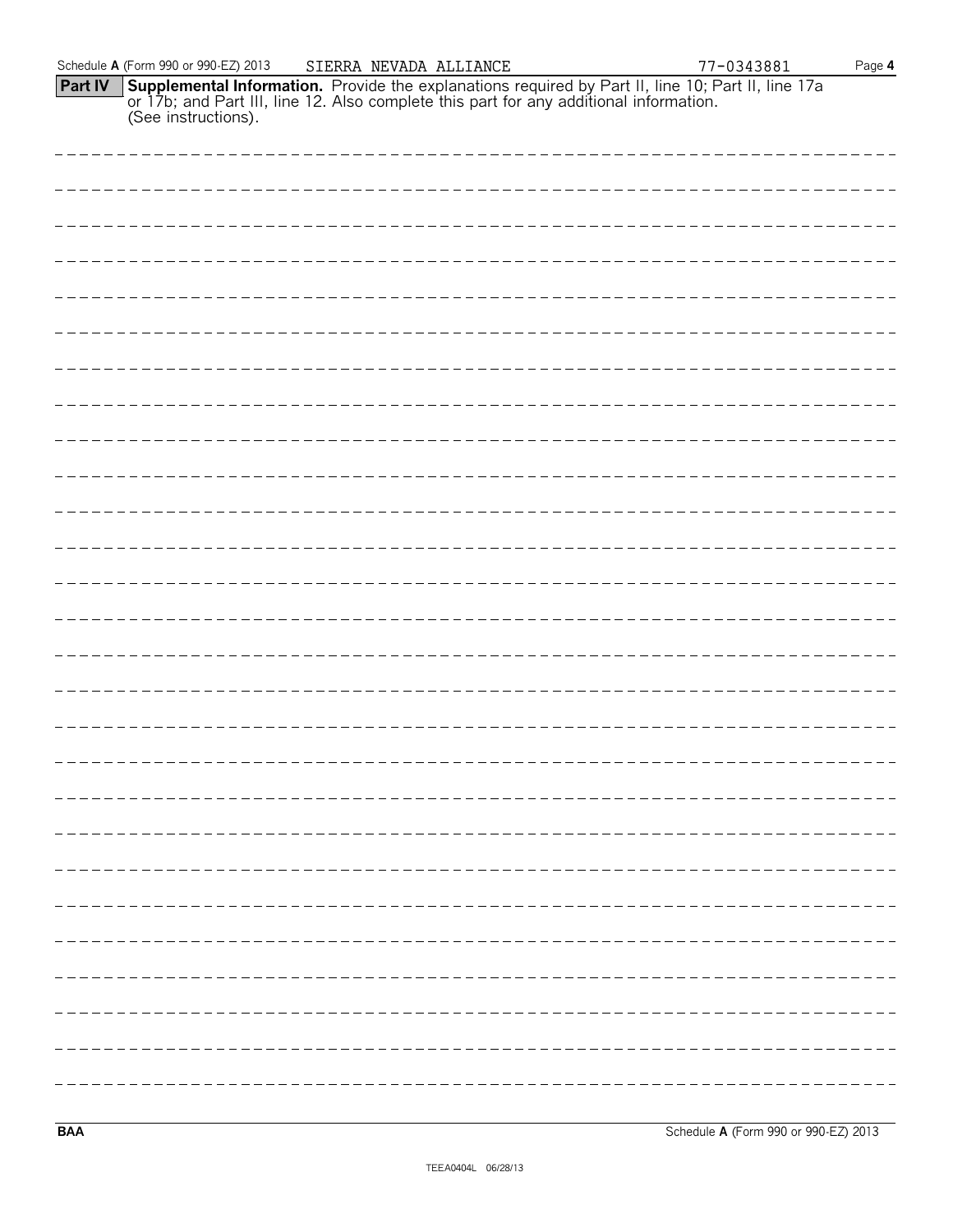Schedule **A** (Form 990 or 990-EZ) 2013 SIERRA NEVADA ALLIANCE 77-0343881 Page **4**

**Part IV** **Supplemental Information.** Provide the explanations required by Part II, line 10; Part II, line 17a or 17b; and Part III, line 12. Also complete this part for any additional information. (See instructions).

**BAA** Schedule **A** (Form 990 or 990-EZ) 2013

TEEA0404L 06/28/13